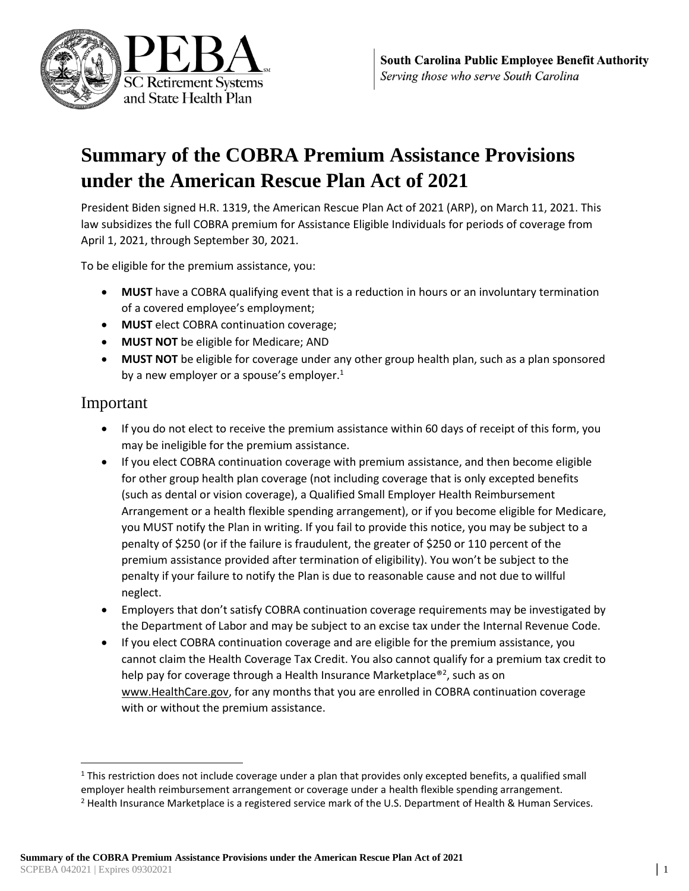South Carolina Public Employee Benefit Authority
*Serving those who serve South Carolina*

# Summary of the COBRA Premium Assistance Provisions under the American Rescue Plan Act of 2021

President Biden signed H.R. 1319, the American Rescue Plan Act of 2021 (ARP), on March 11, 2021. This law subsidizes the full COBRA premium for Assistance Eligible Individuals for periods of coverage from April 1, 2021, through September 30, 2021.

To be eligible for the premium assistance, you:

- **MUST** have a COBRA qualifying event that is a reduction in hours or an involuntary termination of a covered employee's employment;
- **MUST** elect COBRA continuation coverage;
- **MUST NOT** be eligible for Medicare; AND
- **MUST NOT** be eligible for coverage under any other group health plan, such as a plan sponsored by a new employer or a spouse's employer.[1]

## Important

- If you do not elect to receive the premium assistance within 60 days of receipt of this form, you may be ineligible for the premium assistance.
- If you elect COBRA continuation coverage with premium assistance, and then become eligible for other group health plan coverage (not including coverage that is only excepted benefits (such as dental or vision coverage), a Qualified Small Employer Health Reimbursement Arrangement or a health flexible spending arrangement), or if you become eligible for Medicare, you MUST notify the Plan in writing. If you fail to provide this notice, you may be subject to a penalty of $250 (or if the failure is fraudulent, the greater of $250 or 110 percent of the premium assistance provided after termination of eligibility). You won't be subject to the penalty if your failure to notify the Plan is due to reasonable cause and not due to willful neglect.
- Employers that don't satisfy COBRA continuation coverage requirements may be investigated by the Department of Labor and may be subject to an excise tax under the Internal Revenue Code.
- If you elect COBRA continuation coverage and are eligible for the premium assistance, you cannot claim the Health Coverage Tax Credit. You also cannot qualify for a premium tax credit to help pay for coverage through a Health Insurance Marketplace®[2], such as on www.HealthCare.gov, for any months that you are enrolled in COBRA continuation coverage with or without the premium assistance.

---

[1] This restriction does not include coverage under a plan that provides only excepted benefits, a qualified small employer health reimbursement arrangement or coverage under a health flexible spending arrangement.

[2] Health Insurance Marketplace is a registered service mark of the U.S. Department of Health & Human Services.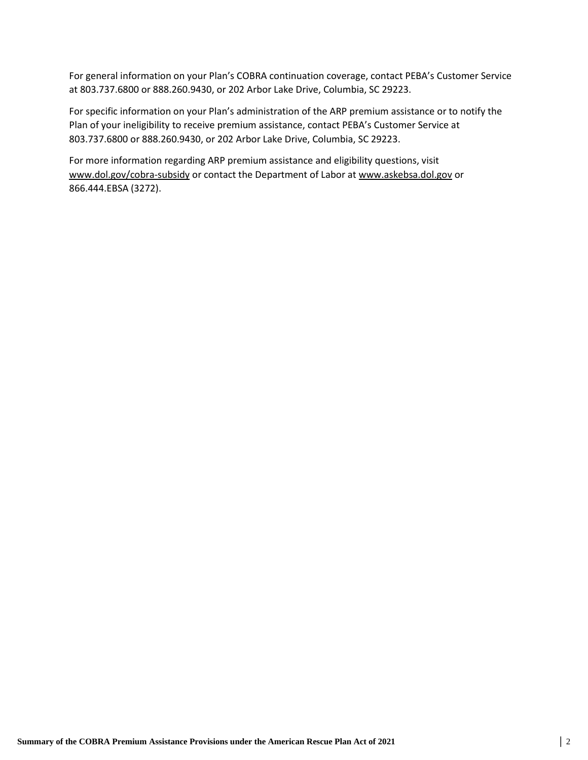For general information on your Plan's COBRA continuation coverage, contact PEBA's Customer Service at 803.737.6800 or 888.260.9430, or 202 Arbor Lake Drive, Columbia, SC 29223.

For specific information on your Plan's administration of the ARP premium assistance or to notify the Plan of your ineligibility to receive premium assistance, contact PEBA's Customer Service at 803.737.6800 or 888.260.9430, or 202 Arbor Lake Drive, Columbia, SC 29223.

For more information regarding ARP premium assistance and eligibility questions, visit www.dol.gov/cobra-subsidy or contact the Department of Labor at www.askebsa.dol.gov or 866.444.EBSA (3272).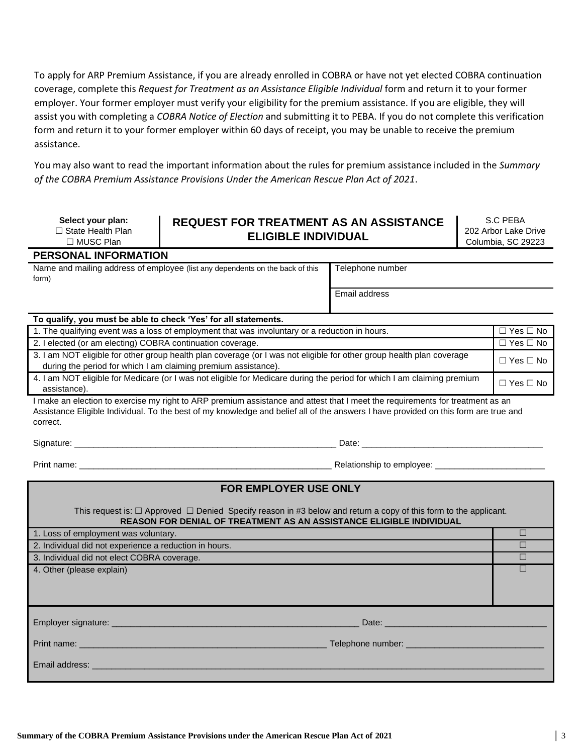To apply for ARP Premium Assistance, if you are already enrolled in COBRA or have not yet elected COBRA continuation coverage, complete this *Request for Treatment as an Assistance Eligible Individual* form and return it to your former employer. Your former employer must verify your eligibility for the premium assistance. If you are eligible, they will assist you with completing a *COBRA Notice of Election* and submitting it to PEBA. If you do not complete this verification form and return it to your former employer within 60 days of receipt, you may be unable to receive the premium assistance.

You may also want to read the important information about the rules for premium assistance included in the *Summary of the COBRA Premium Assistance Provisions Under the American Rescue Plan Act of 2021*.

| **Select your plan:** ☐ State Health Plan ☐ MUSC Plan | **REQUEST FOR TREATMENT AS AN ASSISTANCE ELIGIBLE INDIVIDUAL** | S.C PEBA 202 Arbor Lake Drive Columbia, SC 29223 |
|---|---|---|

## PERSONAL INFORMATION

| Name and mailing address of employee (list any dependents on the back of this form) | Telephone number |
|---|---|
| | Email address |

**To qualify, you must be able to check 'Yes' for all statements.**

| Statement | |
|---|---|
| 1. The qualifying event was a loss of employment that was involuntary or a reduction in hours. | ☐ Yes ☐ No |
| 2. I elected (or am electing) COBRA continuation coverage. | ☐ Yes ☐ No |
| 3. I am NOT eligible for other group health plan coverage (or I was not eligible for other group health plan coverage during the period for which I am claiming premium assistance). | ☐ Yes ☐ No |
| 4. I am NOT eligible for Medicare (or I was not eligible for Medicare during the period for which I am claiming premium assistance). | ☐ Yes ☐ No |

I make an election to exercise my right to ARP premium assistance and attest that I meet the requirements for treatment as an Assistance Eligible Individual. To the best of my knowledge and belief all of the answers I have provided on this form are true and correct.

Signature: ________________________________________ Date: ______________________________

Print name: ________________________________________ Relationship to employee: __________________

## FOR EMPLOYER USE ONLY

This request is: ☐ Approved ☐ Denied Specify reason in #3 below and return a copy of this form to the applicant.

**REASON FOR DENIAL OF TREATMENT AS AN ASSISTANCE ELIGIBLE INDIVIDUAL**

| Reason | |
|---|---|
| 1. Loss of employment was voluntary. | ☐ |
| 2. Individual did not experience a reduction in hours. | ☐ |
| 3. Individual did not elect COBRA coverage. | ☐ |
| 4. Other (please explain) | ☐ |

Employer signature: ________________________________________ Date: ______________________________

Print name: ________________________________________ Telephone number: ______________________________

Email address: ____________________________________________________________________________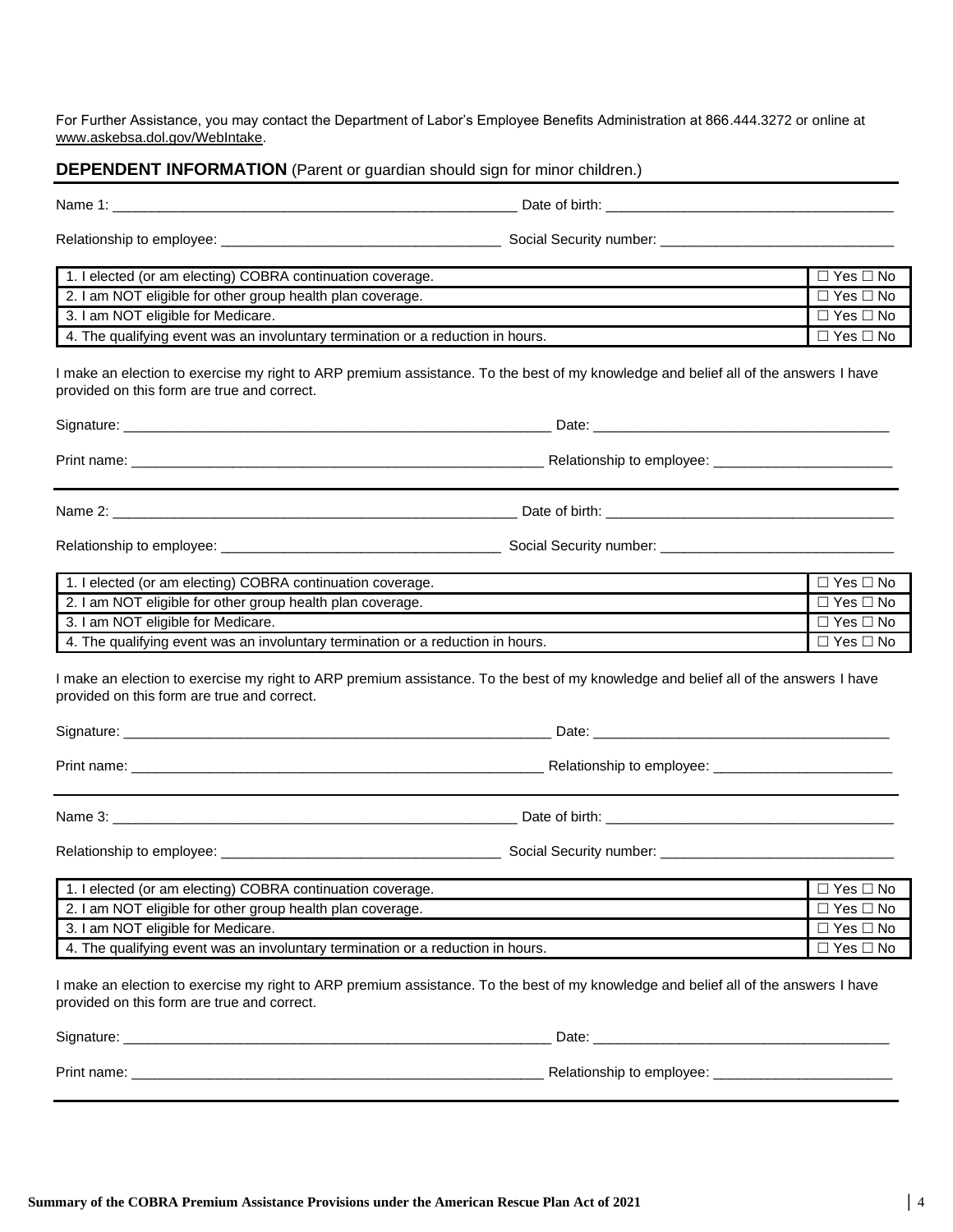For Further Assistance, you may contact the Department of Labor's Employee Benefits Administration at 866.444.3272 or online at www.askebsa.dol.gov/WebIntake.

## DEPENDENT INFORMATION (Parent or guardian should sign for minor children.)

Name 1: ______________________________________________ Date of birth: ______________________________________

Relationship to employee: ______________________________ Social Security number: ____________________________

| | |
|---|---|
| 1. I elected (or am electing) COBRA continuation coverage. | ☐ Yes ☐ No |
| 2. I am NOT eligible for other group health plan coverage. | ☐ Yes ☐ No |
| 3. I am NOT eligible for Medicare. | ☐ Yes ☐ No |
| 4. The qualifying event was an involuntary termination or a reduction in hours. | ☐ Yes ☐ No |

I make an election to exercise my right to ARP premium assistance. To the best of my knowledge and belief all of the answers I have provided on this form are true and correct.

Signature: _______________________________________________ Date: ______________________________________

Print name: ______________________________________________ Relationship to employee: ______________________

---

Name 2: ______________________________________________ Date of birth: ______________________________________

Relationship to employee: ______________________________ Social Security number: ____________________________

| | |
|---|---|
| 1. I elected (or am electing) COBRA continuation coverage. | ☐ Yes ☐ No |
| 2. I am NOT eligible for other group health plan coverage. | ☐ Yes ☐ No |
| 3. I am NOT eligible for Medicare. | ☐ Yes ☐ No |
| 4. The qualifying event was an involuntary termination or a reduction in hours. | ☐ Yes ☐ No |

I make an election to exercise my right to ARP premium assistance. To the best of my knowledge and belief all of the answers I have provided on this form are true and correct.

Signature: _______________________________________________ Date: ______________________________________

Print name: ______________________________________________ Relationship to employee: ______________________

---

Name 3: ______________________________________________ Date of birth: ______________________________________

Relationship to employee: ______________________________ Social Security number: ____________________________

| | |
|---|---|
| 1. I elected (or am electing) COBRA continuation coverage. | ☐ Yes ☐ No |
| 2. I am NOT eligible for other group health plan coverage. | ☐ Yes ☐ No |
| 3. I am NOT eligible for Medicare. | ☐ Yes ☐ No |
| 4. The qualifying event was an involuntary termination or a reduction in hours. | ☐ Yes ☐ No |

I make an election to exercise my right to ARP premium assistance. To the best of my knowledge and belief all of the answers I have provided on this form are true and correct.

Signature: _______________________________________________ Date: ______________________________________

Print name: ______________________________________________ Relationship to employee: ______________________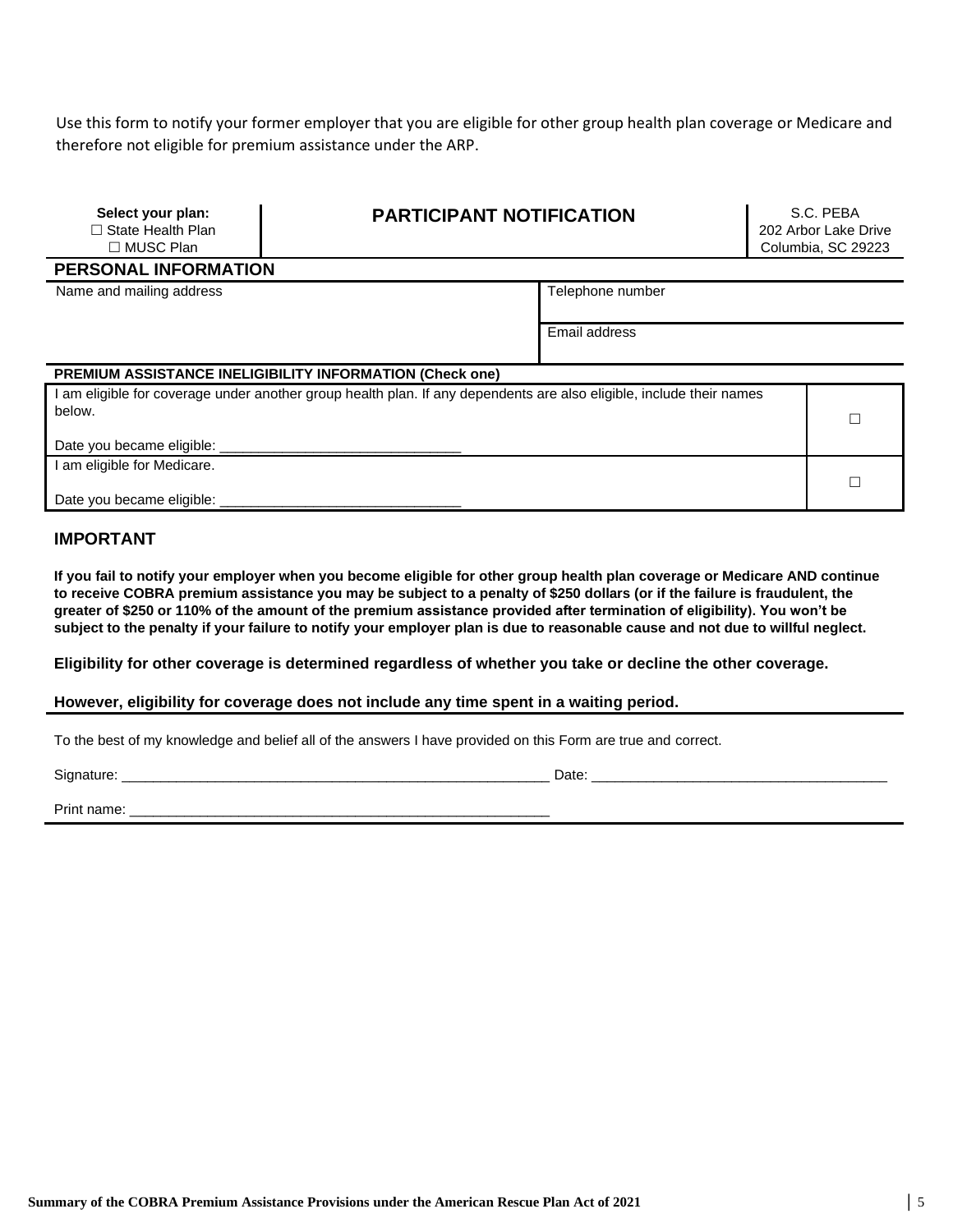Use this form to notify your former employer that you are eligible for other group health plan coverage or Medicare and therefore not eligible for premium assistance under the ARP.

| **Select your plan:**<br>☐ State Health Plan<br>☐ MUSC Plan | **PARTICIPANT NOTIFICATION** | S.C. PEBA<br>202 Arbor Lake Drive<br>Columbia, SC 29223 |
|---|---|---|

## PERSONAL INFORMATION

| | |
|---|---|
| Name and mailing address | Telephone number |
| | Email address |

**PREMIUM ASSISTANCE INELIGIBILITY INFORMATION (Check one)**

| | |
|---|---|
| I am eligible for coverage under another group health plan. If any dependents are also eligible, include their names below.<br><br>Date you became eligible: _______________________________ | ☐ |
| I am eligible for Medicare.<br><br>Date you became eligible: _______________________________ | ☐ |

### IMPORTANT

**If you fail to notify your employer when you become eligible for other group health plan coverage or Medicare AND continue to receive COBRA premium assistance you may be subject to a penalty of $250 dollars (or if the failure is fraudulent, the greater of $250 or 110% of the amount of the premium assistance provided after termination of eligibility). You won't be subject to the penalty if your failure to notify your employer plan is due to reasonable cause and not due to willful neglect.**

**Eligibility for other coverage is determined regardless of whether you take or decline the other coverage.**

**However, eligibility for coverage does not include any time spent in a waiting period.**

To the best of my knowledge and belief all of the answers I have provided on this Form are true and correct.

Signature: _________________________________________________________ Date: _______________________________________

Print name: _______________________________________________________